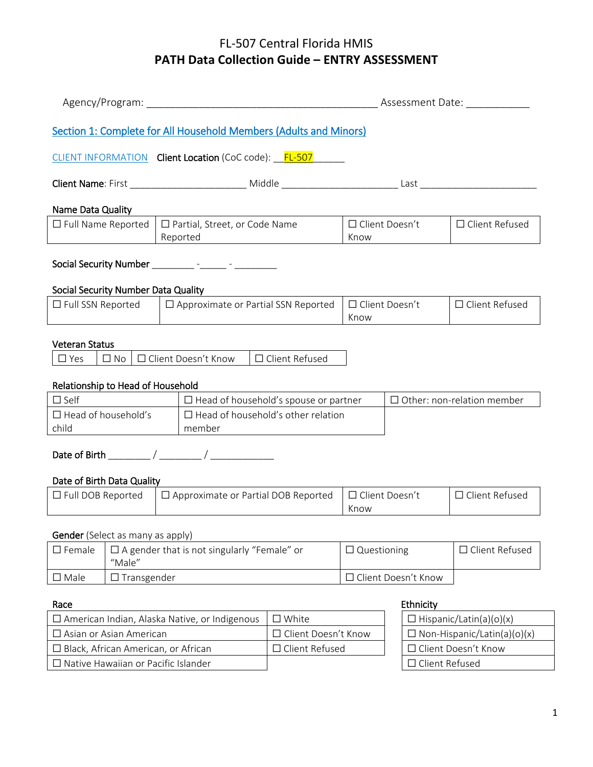# FL-507 Central Florida HMIS

## PATH Data Collection Guide – ENTRY ASSESSMENT

Agency/Program: ___________________________________________ Assessment Date: ___________

### Section 1: Complete for All Household Members (Adults and Minors)

CLIENT INFORMATION **Client Location** (CoC code): __FL-507______

**Client Name**: First _____________________ Middle _____________________ Last _____________________

**Name Data Quality**

| ☐ Full Name Reported | ☐ Partial, Street, or Code Name Reported | ☐ Client Doesn't Know | ☐ Client Refused |
|---|---|---|---|

**Social Security Number** ________ -_____ - ________

**Social Security Number Data Quality**

| ☐ Full SSN Reported | ☐ Approximate or Partial SSN Reported | ☐ Client Doesn't Know | ☐ Client Refused |
|---|---|---|---|

**Veteran Status**

| ☐ Yes | ☐ No | ☐ Client Doesn't Know | ☐ Client Refused |
|---|---|---|---|

**Relationship to Head of Household**

| ☐ Self | ☐ Head of household's spouse or partner | ☐ Other: non-relation member |
|---|---|---|
| ☐ Head of household's child | ☐ Head of household's other relation member | |

**Date of Birth** ________ / ________ / ____________

**Date of Birth Data Quality**

| ☐ Full DOB Reported | ☐ Approximate or Partial DOB Reported | ☐ Client Doesn't Know | ☐ Client Refused |
|---|---|---|---|

**Gender** (Select as many as apply)

| ☐ Female | ☐ A gender that is not singularly "Female" or "Male" | ☐ Questioning | ☐ Client Refused |
|---|---|---|---|
| ☐ Male | ☐ Transgender | ☐ Client Doesn't Know | |

**Race**

| ☐ American Indian, Alaska Native, or Indigenous | ☐ White |
|---|---|
| ☐ Asian or Asian American | ☐ Client Doesn't Know |
| ☐ Black, African American, or African | ☐ Client Refused |
| ☐ Native Hawaiian or Pacific Islander | |

**Ethnicity**

| ☐ Hispanic/Latin(a)(o)(x) |
|---|
| ☐ Non-Hispanic/Latin(a)(o)(x) |
| ☐ Client Doesn't Know |
| ☐ Client Refused |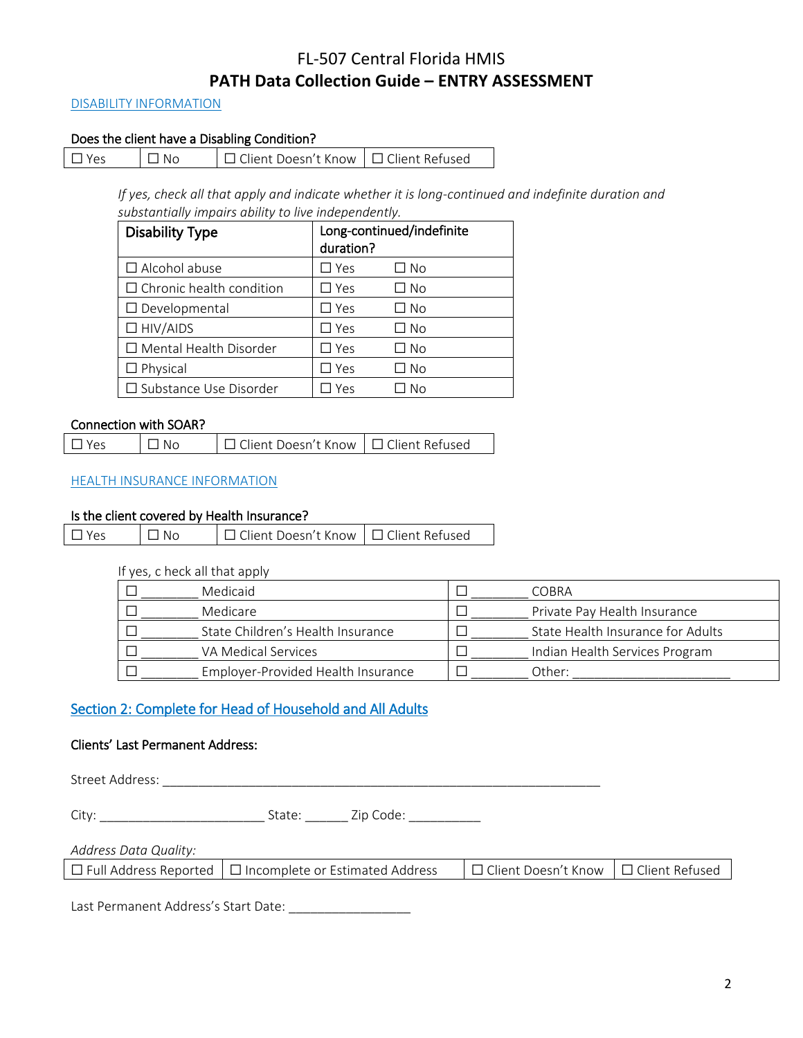# FL-507 Central Florida HMIS
## PATH Data Collection Guide – ENTRY ASSESSMENT

DISABILITY INFORMATION

**Does the client have a Disabling Condition?**

| ☐ Yes | ☐ No | ☐ Client Doesn't Know | ☐ Client Refused |
|---|---|---|---|

*If yes, check all that apply and indicate whether it is long-continued and indefinite duration and substantially impairs ability to live independently.*

| Disability Type | Long-continued/indefinite duration? | |
|---|---|---|
| ☐ Alcohol abuse | ☐ Yes | ☐ No |
| ☐ Chronic health condition | ☐ Yes | ☐ No |
| ☐ Developmental | ☐ Yes | ☐ No |
| ☐ HIV/AIDS | ☐ Yes | ☐ No |
| ☐ Mental Health Disorder | ☐ Yes | ☐ No |
| ☐ Physical | ☐ Yes | ☐ No |
| ☐ Substance Use Disorder | ☐ Yes | ☐ No |

**Connection with SOAR?**

| ☐ Yes | ☐ No | ☐ Client Doesn't Know | ☐ Client Refused |
|---|---|---|---|

HEALTH INSURANCE INFORMATION

**Is the client covered by Health Insurance?**

| ☐ Yes | ☐ No | ☐ Client Doesn't Know | ☐ Client Refused |
|---|---|---|---|

If yes, c heck all that apply

| ☐ ________ Medicaid | ☐ ________ COBRA |
|---|---|
| ☐ ________ Medicare | ☐ ________ Private Pay Health Insurance |
| ☐ ________ State Children's Health Insurance | ☐ ________ State Health Insurance for Adults |
| ☐ ________ VA Medical Services | ☐ ________ Indian Health Services Program |
| ☐ ________ Employer-Provided Health Insurance | ☐ ________ Other: ______________________ |

## Section 2: Complete for Head of Household and All Adults

**Clients' Last Permanent Address:**

Street Address: _______________________________________________________________

City: _______________________ State: ______ Zip Code: __________

*Address Data Quality:*

| ☐ Full Address Reported | ☐ Incomplete or Estimated Address | ☐ Client Doesn't Know | ☐ Client Refused |
|---|---|---|---|

Last Permanent Address's Start Date: _________________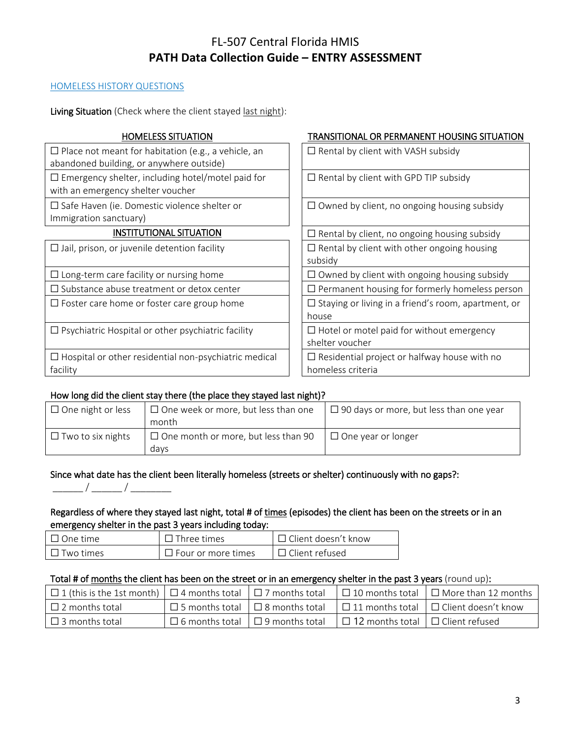# FL-507 Central Florida HMIS
## PATH Data Collection Guide – ENTRY ASSESSMENT

[HOMELESS HISTORY QUESTIONS](#)

**Living Situation** (Check where the client stayed last night):

| HOMELESS SITUATION | TRANSITIONAL OR PERMANENT HOUSING SITUATION |
|---|---|
| ☐ Place not meant for habitation (e.g., a vehicle, an abandoned building, or anywhere outside) | ☐ Rental by client with VASH subsidy |
| ☐ Emergency shelter, including hotel/motel paid for with an emergency shelter voucher | ☐ Rental by client with GPD TIP subsidy |
| ☐ Safe Haven (ie. Domestic violence shelter or Immigration sanctuary) | ☐ Owned by client, no ongoing housing subsidy |
| **INSTITUTIONAL SITUATION** | ☐ Rental by client, no ongoing housing subsidy |
| ☐ Jail, prison, or juvenile detention facility | ☐ Rental by client with other ongoing housing subsidy |
| ☐ Long-term care facility or nursing home | ☐ Owned by client with ongoing housing subsidy |
| ☐ Substance abuse treatment or detox center | ☐ Permanent housing for formerly homeless person |
| ☐ Foster care home or foster care group home | ☐ Staying or living in a friend's room, apartment, or house |
| ☐ Psychiatric Hospital or other psychiatric facility | ☐ Hotel or motel paid for without emergency shelter voucher |
| ☐ Hospital or other residential non-psychiatric medical facility | ☐ Residential project or halfway house with no homeless criteria |

**How long did the client stay there (the place they stayed last night)?**

| | | |
|---|---|---|
| ☐ One night or less | ☐ One week or more, but less than one month | ☐ 90 days or more, but less than one year |
| ☐ Two to six nights | ☐ One month or more, but less than 90 days | ☐ One year or longer |

**Since what date has the client been literally homeless (streets or shelter) continuously with no gaps?:**

______ / ______ / ________

**Regardless of where they stayed last night, total # of times (episodes) the client has been on the streets or in an emergency shelter in the past 3 years including today:**

| | | |
|---|---|---|
| ☐ One time | ☐ Three times | ☐ Client doesn't know |
| ☐ Two times | ☐ Four or more times | ☐ Client refused |

**Total # of months the client has been on the street or in an emergency shelter in the past 3 years** (round up)**:**

| | | | | |
|---|---|---|---|---|
| ☐ 1 (this is the 1st month) | ☐ 4 months total | ☐ 7 months total | ☐ 10 months total | ☐ More than 12 months |
| ☐ 2 months total | ☐ 5 months total | ☐ 8 months total | ☐ 11 months total | ☐ Client doesn't know |
| ☐ 3 months total | ☐ 6 months total | ☐ 9 months total | ☐ 12 months total | ☐ Client refused |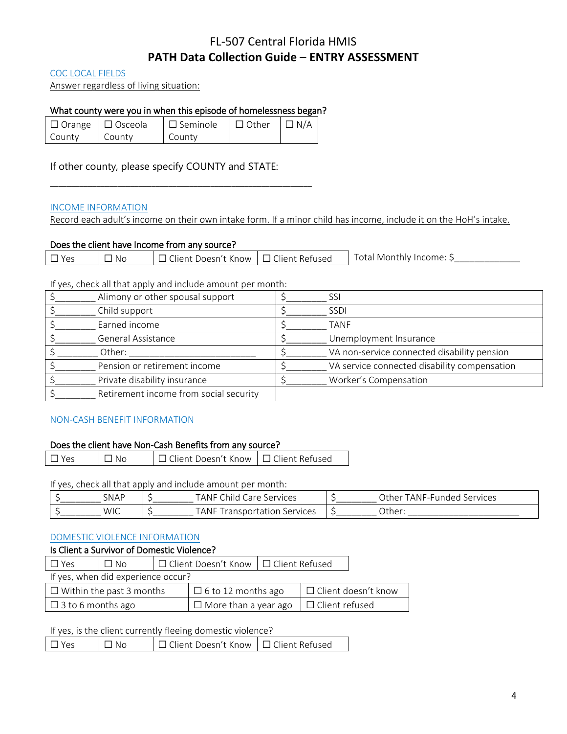# FL-507 Central Florida HMIS
## PATH Data Collection Guide – ENTRY ASSESSMENT

COC LOCAL FIELDS

Answer regardless of living situation:

**What county were you in when this episode of homelessness began?**

| ☐ Orange County | ☐ Osceola County | ☐ Seminole County | ☐ Other | ☐ N/A |
|---|---|---|---|---|

If other county, please specify COUNTY and STATE:

_______________________________________________

INCOME INFORMATION

Record each adult's income on their own intake form. If a minor child has income, include it on the HoH's intake.

**Does the client have Income from any source?**

| ☐ Yes | ☐ No | ☐ Client Doesn't Know | ☐ Client Refused |
|---|---|---|---|

Total Monthly Income: $____________

If yes, check all that apply and include amount per month:

| | |
|---|---|
| $________ Alimony or other spousal support | $________ SSI |
| $________ Child support | $________ SSDI |
| $________ Earned income | $________ TANF |
| $________ General Assistance | $________ Unemployment Insurance |
| $ ________ Other: ________________________ | $________ VA non-service connected disability pension |
| $________ Pension or retirement income | $________ VA service connected disability compensation |
| $________ Private disability insurance | $________ Worker's Compensation |
| $________ Retirement income from social security | |

NON-CASH BENEFIT INFORMATION

**Does the client have Non-Cash Benefits from any source?**

| ☐ Yes | ☐ No | ☐ Client Doesn't Know | ☐ Client Refused |
|---|---|---|---|

If yes, check all that apply and include amount per month:

| | | |
|---|---|---|
| $________ SNAP | $________ TANF Child Care Services | $________ Other TANF-Funded Services |
| $________ WIC | $________ TANF Transportation Services | $________ Other: ______________________ |

DOMESTIC VIOLENCE INFORMATION

**Is Client a Survivor of Domestic Violence?**

| ☐ Yes | ☐ No | ☐ Client Doesn't Know | ☐ Client Refused |
|---|---|---|---|

If yes, when did experience occur?

| | | |
|---|---|---|
| ☐ Within the past 3 months | ☐ 6 to 12 months ago | ☐ Client doesn't know |
| ☐ 3 to 6 months ago | ☐ More than a year ago | ☐ Client refused |

If yes, is the client currently fleeing domestic violence?

| ☐ Yes | ☐ No | ☐ Client Doesn't Know | ☐ Client Refused |
|---|---|---|---|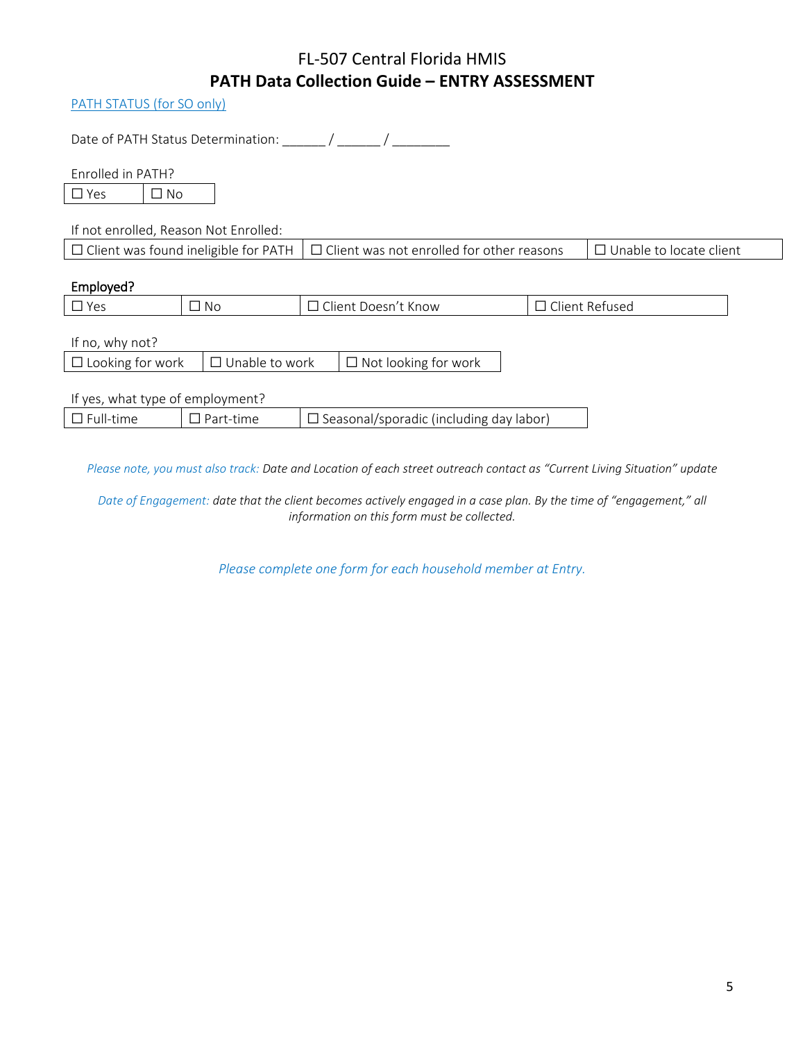# FL-507 Central Florida HMIS
## PATH Data Collection Guide – ENTRY ASSESSMENT

PATH STATUS (for SO only)

Date of PATH Status Determination: ______ / ______ / ________

Enrolled in PATH?

| | |
|---|---|
| ☐ Yes | ☐ No |

If not enrolled, Reason Not Enrolled:

| | | |
|---|---|---|
| ☐ Client was found ineligible for PATH | ☐ Client was not enrolled for other reasons | ☐ Unable to locate client |

Employed?

| | | | |
|---|---|---|---|
| ☐ Yes | ☐ No | ☐ Client Doesn't Know | ☐ Client Refused |

If no, why not?

| | | |
|---|---|---|
| ☐ Looking for work | ☐ Unable to work | ☐ Not looking for work |

If yes, what type of employment?

| | | |
|---|---|---|
| ☐ Full-time | ☐ Part-time | ☐ Seasonal/sporadic (including day labor) |

*Please note, you must also track: Date and Location of each street outreach contact as "Current Living Situation" update*

*Date of Engagement: date that the client becomes actively engaged in a case plan. By the time of "engagement," all information on this form must be collected.*

*Please complete one form for each household member at Entry.*